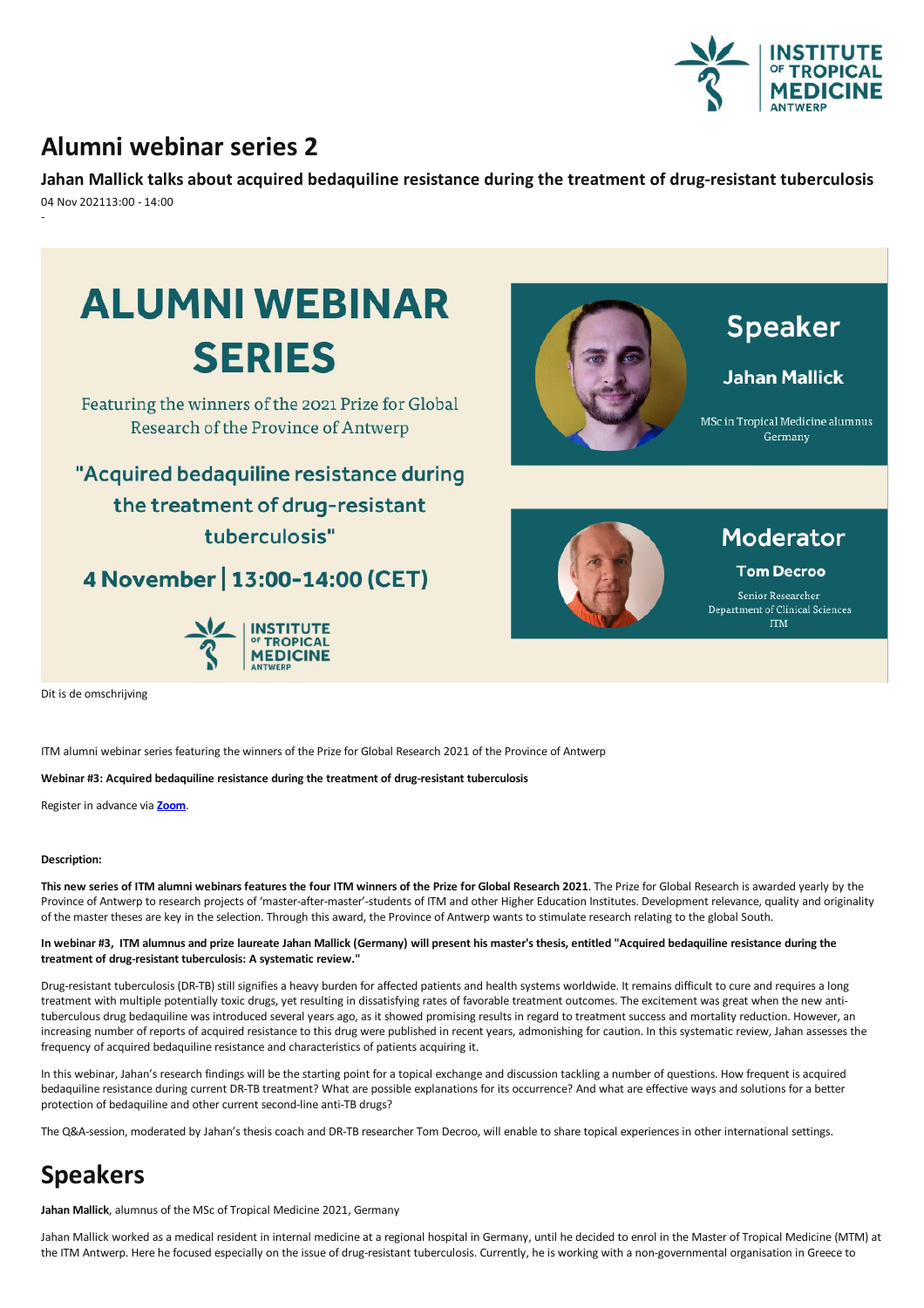# Alumni webinar series 2

**Jahan Mallick talks about acquired bedaquiline resistance during the treatment of drug-resistant tuberculosis**

04 Nov 202113:00 - 14:00

-

ALUMNI WEBINAR SERIES

Featuring the winners of the 2021 Prize for Global Research of the Province of Antwerp

"Acquired bedaquiline resistance during the treatment of drug-resistant tuberculosis"

4 November | 13:00-14:00 (CET)

Speaker

Jahan Mallick

MSc in Tropical Medicine alumnus Germany

Moderator

Tom Decroo

Senior Researcher Department of Clinical Sciences ITM

Dit is de omschrijving

ITM alumni webinar series featuring the winners of the Prize for Global Research 2021 of the Province of Antwerp

**Webinar #3: Acquired bedaquiline resistance during the treatment of drug-resistant tuberculosis**

Register in advance via **Zoom**.

**Description:**

**This new series of ITM alumni webinars features the four ITM winners of the Prize for Global Research 2021**. The Prize for Global Research is awarded yearly by the Province of Antwerp to research projects of 'master-after-master'-students of ITM and other Higher Education Institutes. Development relevance, quality and originality of the master theses are key in the selection. Through this award, the Province of Antwerp wants to stimulate research relating to the global South.

**In webinar #3, ITM alumnus and prize laureate Jahan Mallick (Germany) will present his master's thesis, entitled "Acquired bedaquiline resistance during the treatment of drug-resistant tuberculosis: A systematic review."**

Drug-resistant tuberculosis (DR-TB) still signifies a heavy burden for affected patients and health systems worldwide. It remains difficult to cure and requires a long treatment with multiple potentially toxic drugs, yet resulting in dissatisfying rates of favorable treatment outcomes. The excitement was great when the new anti-tuberculous drug bedaquiline was introduced several years ago, as it showed promising results in regard to treatment success and mortality reduction. However, an increasing number of reports of acquired resistance to this drug were published in recent years, admonishing for caution. In this systematic review, Jahan assesses the frequency of acquired bedaquiline resistance and characteristics of patients acquiring it.

In this webinar, Jahan's research findings will be the starting point for a topical exchange and discussion tackling a number of questions. How frequent is acquired bedaquiline resistance during current DR-TB treatment? What are possible explanations for its occurrence? And what are effective ways and solutions for a better protection of bedaquiline and other current second-line anti-TB drugs?

The Q&A-session, moderated by Jahan's thesis coach and DR-TB researcher Tom Decroo, will enable to share topical experiences in other international settings.

# Speakers

**Jahan Mallick**, alumnus of the MSc of Tropical Medicine 2021, Germany

Jahan Mallick worked as a medical resident in internal medicine at a regional hospital in Germany, until he decided to enrol in the Master of Tropical Medicine (MTM) at the ITM Antwerp. Here he focused especially on the issue of drug-resistant tuberculosis. Currently, he is working with a non-governmental organisation in Greece to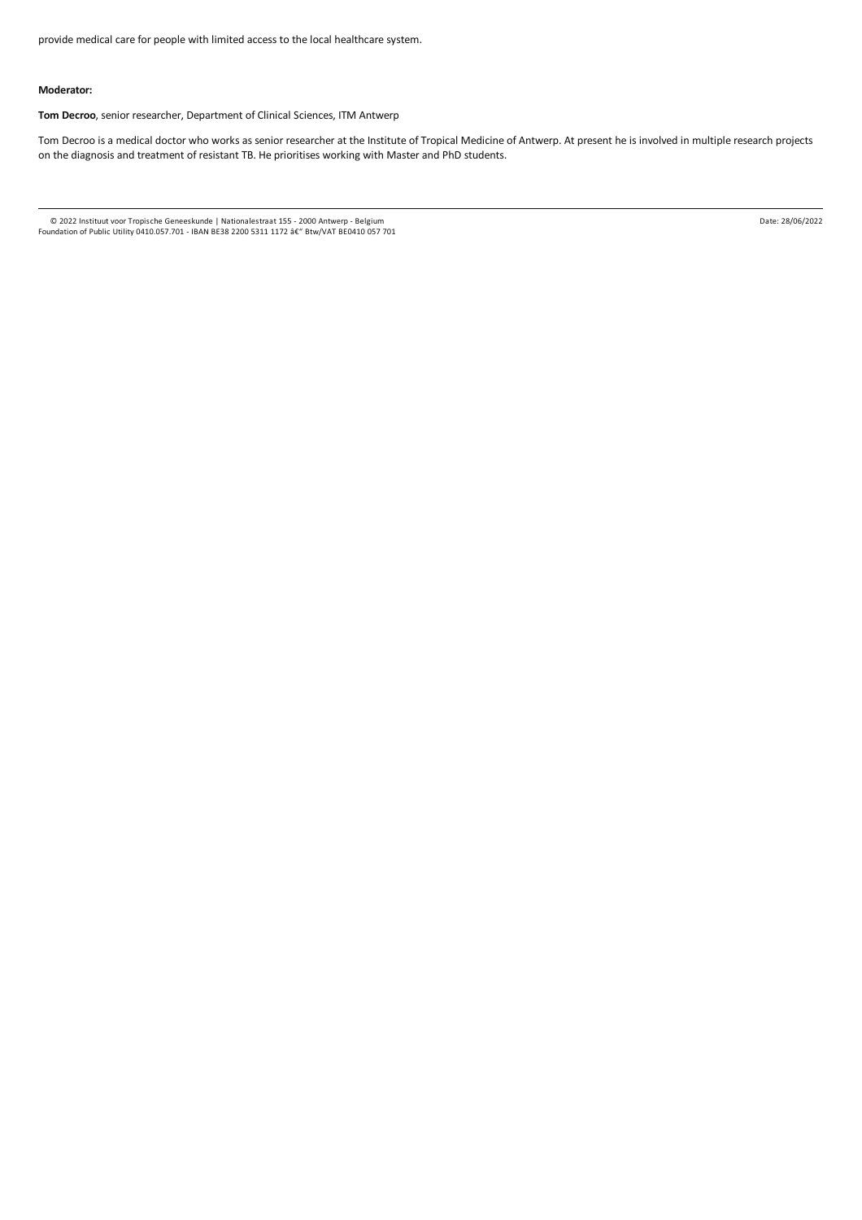provide medical care for people with limited access to the local healthcare system.

**Moderator:**

**Tom Decroo**, senior researcher, Department of Clinical Sciences, ITM Antwerp

Tom Decroo is a medical doctor who works as senior researcher at the Institute of Tropical Medicine of Antwerp. At present he is involved in multiple research projects on the diagnosis and treatment of resistant TB. He prioritises working with Master and PhD students.